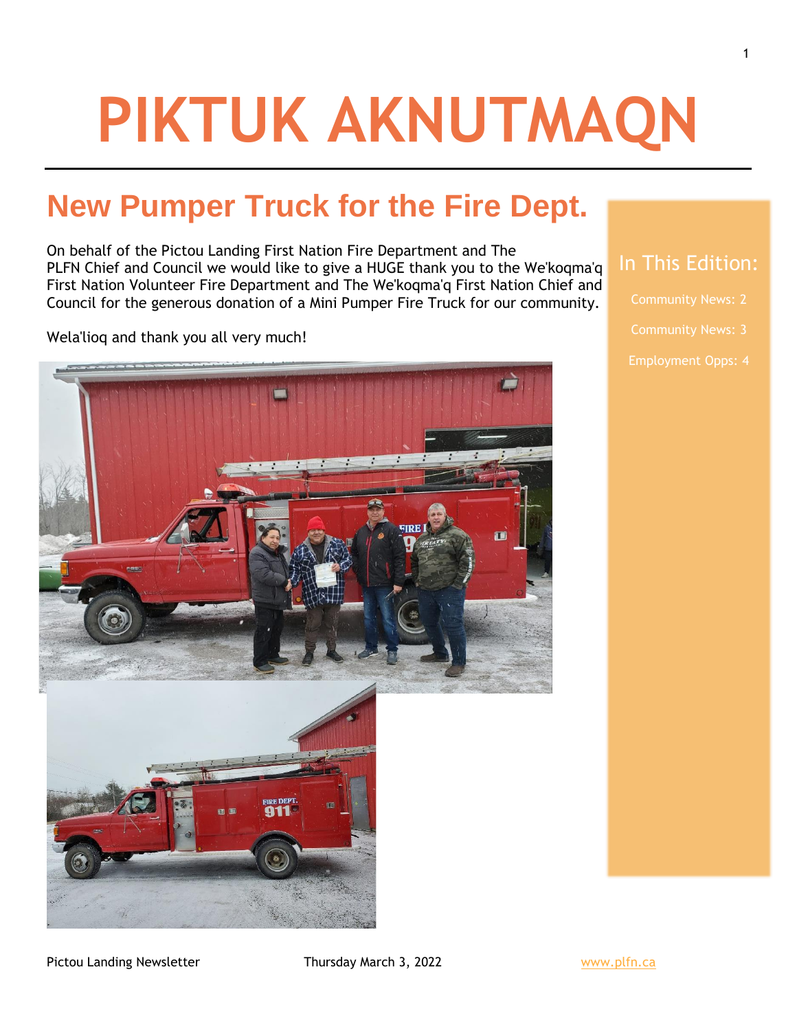# PIKTUK AKNUTMAQN

## New Pumper Truck for the Fire Dept.

On behalf of the Pictou Landing First Nation Fire Department and The PLFN Chief and Council we would like to give a HUGE thank you to the We'koqma'q First Nation Volunteer Fire Department and The We'koqma'q First Nation Chief and Council for the generous donation of a Mini Pumper Fire Truck for our community.

Wela'lioq and thank you all very much!

### In This Edition:

- Community News: 2
- Community News: 3
- Employment Opps: 4

Pictou Landing Newsletter — Thursday March 3, 2022 — www.plfn.ca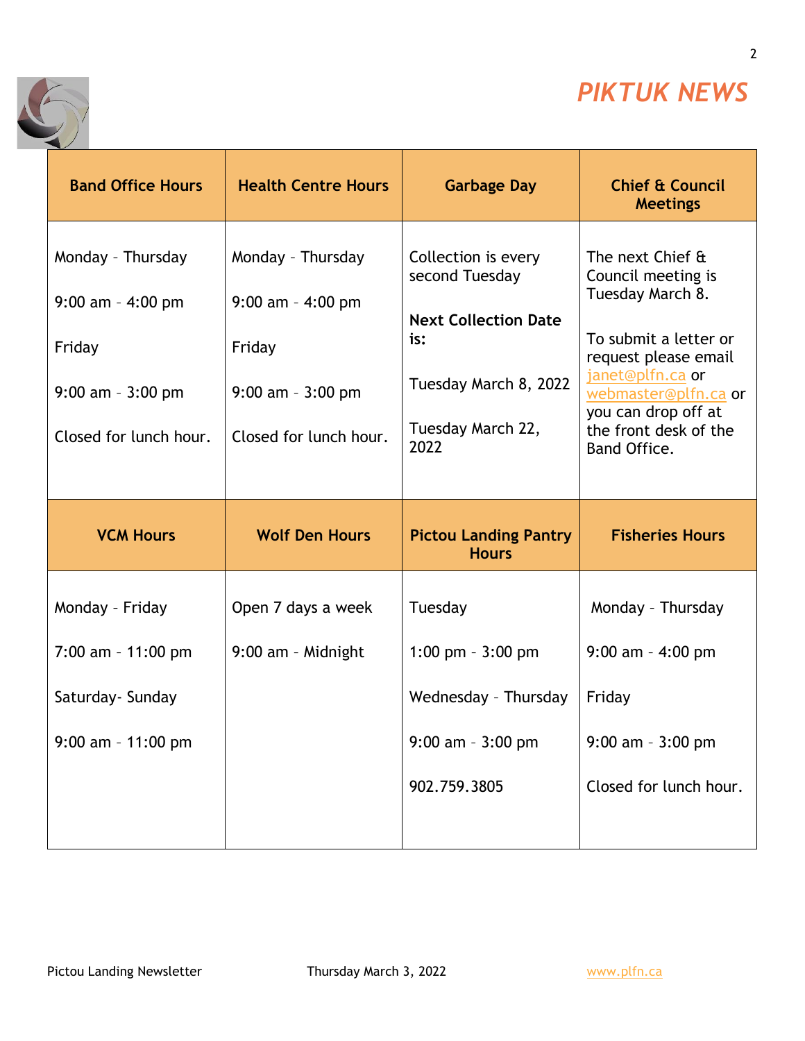# *PIKTUK NEWS*

| Band Office Hours | Health Centre Hours | Garbage Day | Chief & Council Meetings |
|---|---|---|---|
| Monday - Thursday<br><br>9:00 am - 4:00 pm<br><br>Friday<br><br>9:00 am - 3:00 pm<br><br>Closed for lunch hour. | Monday - Thursday<br><br>9:00 am - 4:00 pm<br><br>Friday<br><br>9:00 am - 3:00 pm<br><br>Closed for lunch hour. | Collection is every second Tuesday<br><br>**Next Collection Date is:**<br><br>Tuesday March 8, 2022<br><br>Tuesday March 22, 2022 | The next Chief & Council meeting is Tuesday March 8.<br><br>To submit a letter or request please email janet@plfn.ca or webmaster@plfn.ca or you can drop off at the front desk of the Band Office. |
| **VCM Hours** | **Wolf Den Hours** | **Pictou Landing Pantry Hours** | **Fisheries Hours** |
| Monday - Friday<br><br>7:00 am - 11:00 pm<br><br>Saturday- Sunday<br><br>9:00 am - 11:00 pm | Open 7 days a week<br><br>9:00 am - Midnight | Tuesday<br><br>1:00 pm - 3:00 pm<br><br>Wednesday - Thursday<br><br>9:00 am - 3:00 pm<br><br>902.759.3805 | Monday - Thursday<br><br>9:00 am - 4:00 pm<br><br>Friday<br><br>9:00 am - 3:00 pm<br><br>Closed for lunch hour. |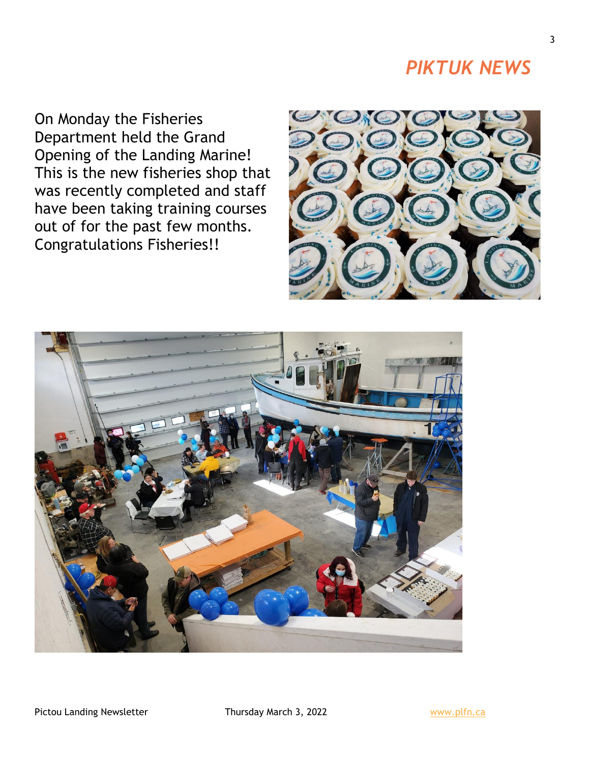## *PIKTUK NEWS*

On Monday the Fisheries Department held the Grand Opening of the Landing Marine! This is the new fisheries shop that was recently completed and staff have been taking training courses out of for the past few months. Congratulations Fisheries!!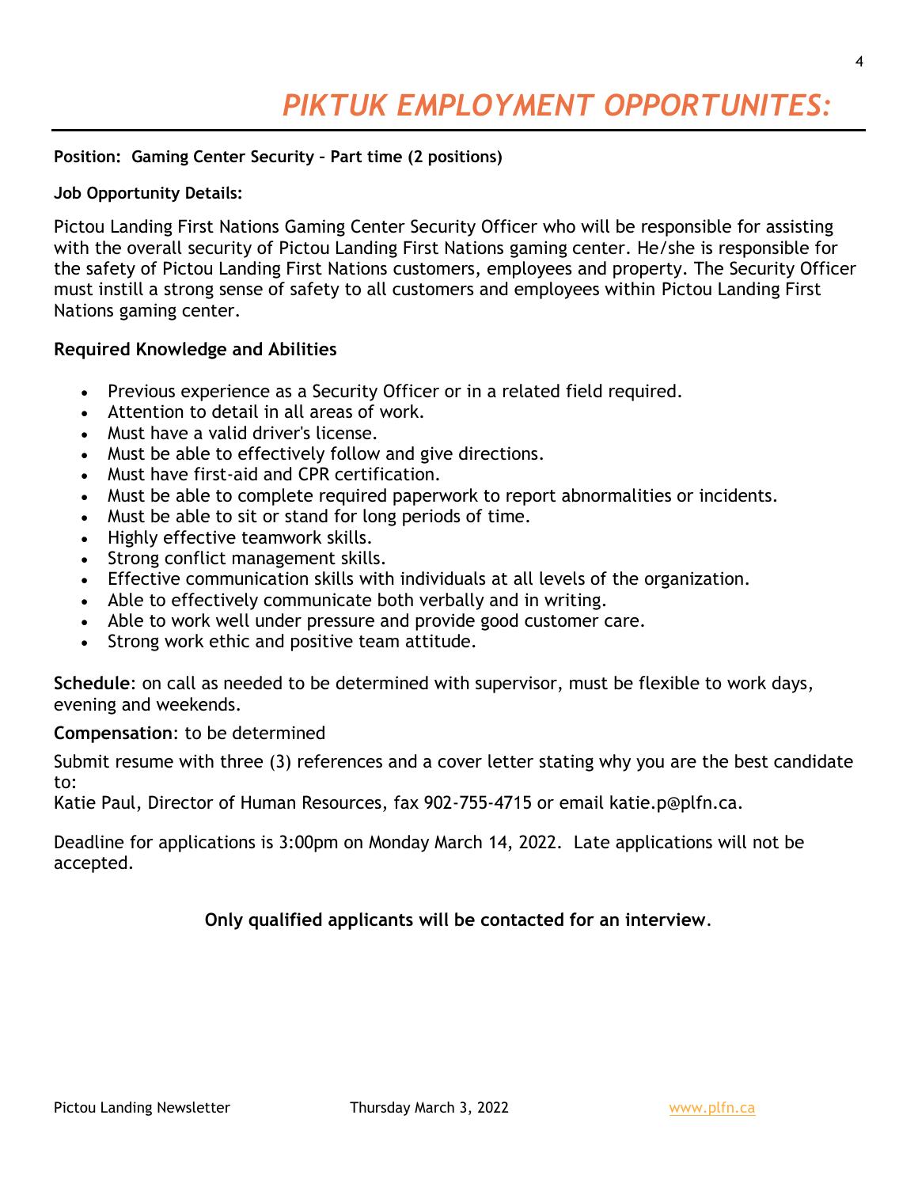# *PIKTUK EMPLOYMENT OPPORTUNITES:*

**Position: Gaming Center Security – Part time (2 positions)**

**Job Opportunity Details:**

Pictou Landing First Nations Gaming Center Security Officer who will be responsible for assisting with the overall security of Pictou Landing First Nations gaming center. He/she is responsible for the safety of Pictou Landing First Nations customers, employees and property. The Security Officer must instill a strong sense of safety to all customers and employees within Pictou Landing First Nations gaming center.

**Required Knowledge and Abilities**

- Previous experience as a Security Officer or in a related field required.
- Attention to detail in all areas of work.
- Must have a valid driver's license.
- Must be able to effectively follow and give directions.
- Must have first-aid and CPR certification.
- Must be able to complete required paperwork to report abnormalities or incidents.
- Must be able to sit or stand for long periods of time.
- Highly effective teamwork skills.
- Strong conflict management skills.
- Effective communication skills with individuals at all levels of the organization.
- Able to effectively communicate both verbally and in writing.
- Able to work well under pressure and provide good customer care.
- Strong work ethic and positive team attitude.

**Schedule**: on call as needed to be determined with supervisor, must be flexible to work days, evening and weekends.

**Compensation**: to be determined

Submit resume with three (3) references and a cover letter stating why you are the best candidate to:
Katie Paul, Director of Human Resources, fax 902-755-4715 or email katie.p@plfn.ca.

Deadline for applications is 3:00pm on Monday March 14, 2022. Late applications will not be accepted.

**Only qualified applicants will be contacted for an interview**.